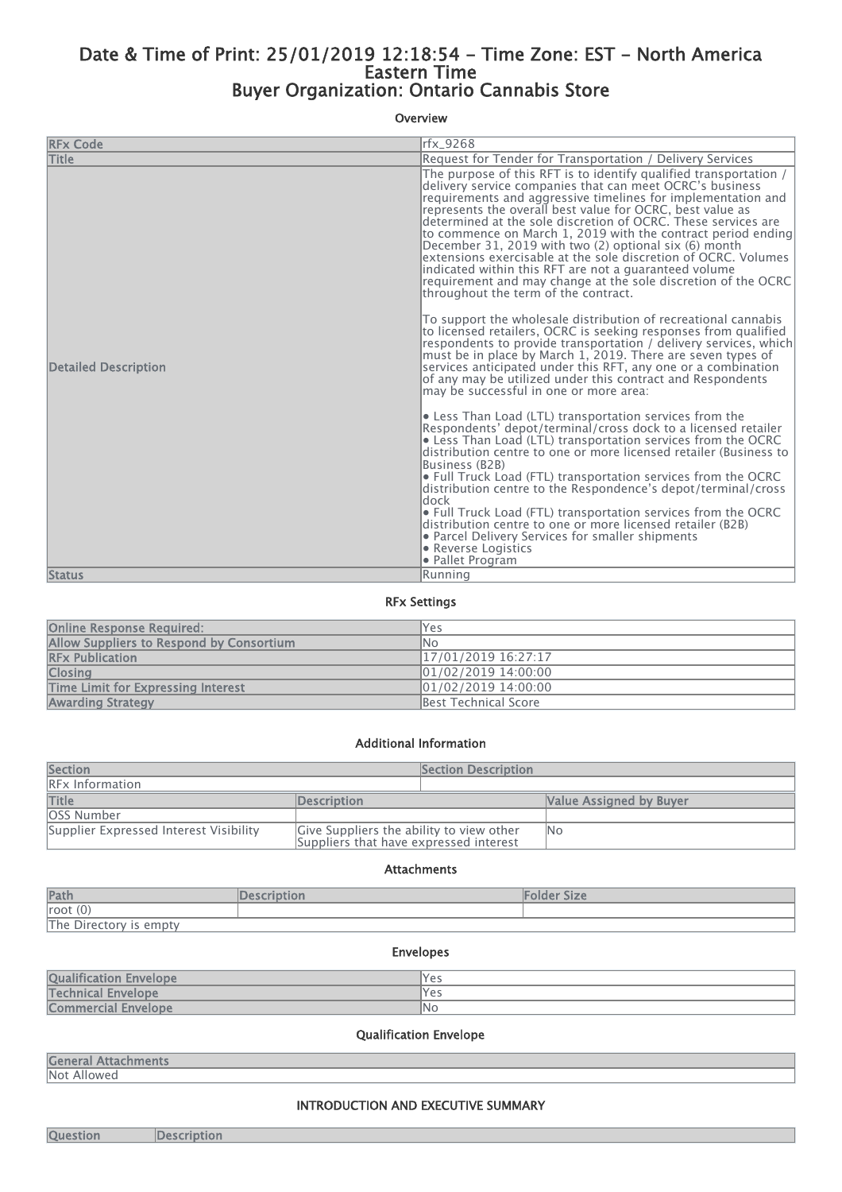# Date & Time of Print: 25/01/2019 12:18:54 - Time Zone: EST - North America Eastern Time
# Buyer Organization: Ontario Cannabis Store

### Overview

| | |
|---|---|
| RFx Code | rfx_9268 |
| Title | Request for Tender for Transportation / Delivery Services |
| Detailed Description | The purpose of this RFT is to identify qualified transportation / delivery service companies that can meet OCRC's business requirements and aggressive timelines for implementation and represents the overall best value for OCRC, best value as determined at the sole discretion of OCRC. These services are to commence on March 1, 2019 with the contract period ending December 31, 2019 with two (2) optional six (6) month extensions exercisable at the sole discretion of OCRC. Volumes indicated within this RFT are not a guaranteed volume requirement and may change at the sole discretion of the OCRC throughout the term of the contract.<br><br>To support the wholesale distribution of recreational cannabis to licensed retailers, OCRC is seeking responses from qualified respondents to provide transportation / delivery services, which must be in place by March 1, 2019. There are seven types of services anticipated under this RFT, any one or a combination of any may be utilized under this contract and Respondents may be successful in one or more area:<br><br>• Less Than Load (LTL) transportation services from the Respondents' depot/terminal/cross dock to a licensed retailer<br>• Less Than Load (LTL) transportation services from the OCRC distribution centre to one or more licensed retailer (Business to Business (B2B)<br>• Full Truck Load (FTL) transportation services from the OCRC distribution centre to the Respondence's depot/terminal/cross dock<br>• Full Truck Load (FTL) transportation services from the OCRC distribution centre to one or more licensed retailer (B2B)<br>• Parcel Delivery Services for smaller shipments<br>• Reverse Logistics<br>• Pallet Program |
| Status | Running |

### RFx Settings

| | |
|---|---|
| Online Response Required: | Yes |
| Allow Suppliers to Respond by Consortium | No |
| RFx Publication | 17/01/2019 16:27:17 |
| Closing | 01/02/2019 14:00:00 |
| Time Limit for Expressing Interest | 01/02/2019 14:00:00 |
| Awarding Strategy | Best Technical Score |

### Additional Information

| Section | Section Description | |
|---|---|---|
| RFx Information | | |
| **Title** | **Description** | **Value Assigned by Buyer** |
| OSS Number | | |
| Supplier Expressed Interest Visibility | Give Suppliers the ability to view other Suppliers that have expressed interest | No |

### Attachments

| Path | Description | Folder Size |
|---|---|---|
| root (0) | | |
| The Directory is empty | | |

### Envelopes

| | |
|---|---|
| Qualification Envelope | Yes |
| Technical Envelope | Yes |
| Commercial Envelope | No |

### Qualification Envelope

| General Attachments |
|---|
| Not Allowed |

### INTRODUCTION AND EXECUTIVE SUMMARY

| Question | Description |
|---|---|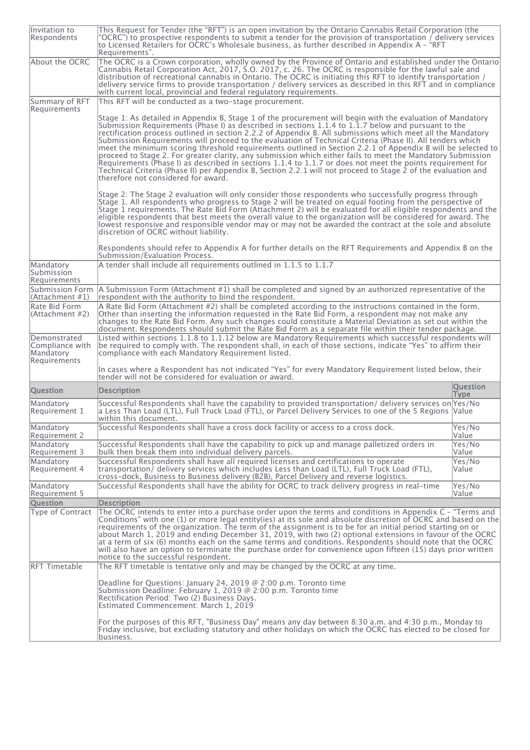| | |
|---|---|
| Invitation to Respondents | This Request for Tender (the "RFT") is an open invitation by the Ontario Cannabis Retail Corporation (the "OCRC") to prospective respondents to submit a tender for the provision of transportation / delivery services to Licensed Retailers for OCRC's Wholesale business, as further described in Appendix A – "RFT Requirements". |
| About the OCRC | The OCRC is a Crown corporation, wholly owned by the Province of Ontario and established under the Ontario Cannabis Retail Corporation Act, 2017, S.O. 2017, c. 26. The OCRC is responsible for the lawful sale and distribution of recreational cannabis in Ontario. The OCRC is initiating this RFT to identify transportation / delivery service firms to provide transportation / delivery services as described in this RFT and in compliance with current local, provincial and federal regulatory requirements. |
| Summary of RFT Requirements | This RFT will be conducted as a two-stage procurement.<br><br>Stage 1: As detailed in Appendix B, Stage 1 of the procurement will begin with the evaluation of Mandatory Submission Requirements (Phase I) as described in sections 1.1.4 to 1.1.7 below and pursuant to the rectification process outlined in section 2.2.2 of Appendix B. All submissions which meet all the Mandatory Submission Requirements will proceed to the evaluation of Technical Criteria (Phase II). All tenders which meet the minimum scoring threshold requirements outlined in Section 2.2.1 of Appendix B will be selected to proceed to Stage 2. For greater clarity, any submission which either fails to meet the Mandatory Submission Requirements (Phase I) as described in sections 1.1.4 to 1.1.7 or does not meet the points requirement for Technical Criteria (Phase II) per Appendix B, Section 2.2.1 will not proceed to Stage 2 of the evaluation and therefore not considered for award.<br><br>Stage 2: The Stage 2 evaluation will only consider those respondents who successfully progress through Stage 1. All respondents who progress to Stage 2 will be treated on equal footing from the perspective of Stage 1 requirements. The Rate Bid Form (Attachment 2) will be evaluated for all eligible respondents and the eligible respondents that best meets the overall value to the organization will be considered for award. The lowest responsive and responsible vendor may or may not be awarded the contract at the sole and absolute discretion of OCRC without liability.<br><br>Respondents should refer to Appendix A for further details on the RFT Requirements and Appendix B on the Submission/Evaluation Process. |
| Mandatory Submission Requirements | A tender shall include all requirements outlined in 1.1.5 to 1.1.7 |
| Submission Form (Attachment #1) | A Submission Form (Attachment #1) shall be completed and signed by an authorized representative of the respondent with the authority to bind the respondent. |
| Rate Bid Form (Attachment #2) | A Rate Bid Form (Attachment #2) shall be completed according to the instructions contained in the form. Other than inserting the information requested in the Rate Bid Form, a respondent may not make any changes to the Rate Bid Form. Any such changes could constitute a Material Deviation as set out within the document. Respondents should submit the Rate Bid Form as a separate file within their tender package. |
| Demonstrated Compliance with Mandatory Requirements | Listed within sections 1.1.8 to 1.1.12 below are Mandatory Requirements which successful respondents will be required to comply with. The respondent shall, in each of those sections, indicate "Yes" to affirm their compliance with each Mandatory Requirement listed.<br><br>In cases where a Respondent has not indicated "Yes" for every Mandatory Requirement listed below, their tender will not be considered for evaluation or award. |

| Question | Description | Question Type |
|---|---|---|
| Mandatory Requirement 1 | Successful Respondents shall have the capability to provided transportation/ delivery services on a Less Than Load (LTL), Full Truck Load (FTL), or Parcel Delivery Services to one of the 5 Regions within this document. | Yes/No Value |
| Mandatory Requirement 2 | Successful Respondents shall have a cross dock facility or access to a cross dock. | Yes/No Value |
| Mandatory Requirement 3 | Successful Respondents shall have the capability to pick up and manage palletized orders in bulk then break them into individual delivery parcels. | Yes/No Value |
| Mandatory Requirement 4 | Successful Respondents shall have all required licenses and certifications to operate transportation/ delivery services which includes Less than Load (LTL), Full Truck Load (FTL), cross-dock, Business to Business delivery (B2B), Parcel Delivery and reverse logistics. | Yes/No Value |
| Mandatory Requirement 5 | Successful Respondents shall have the ability for OCRC to track delivery progress in real-time | Yes/No Value |

| Question | Description |
|---|---|
| Type of Contract | The OCRC intends to enter into a purchase order upon the terms and conditions in Appendix C – "Terms and Conditions" with one (1) or more legal entity(ies) at its sole and absolute discretion of OCRC and based on the requirements of the organization. The term of the assignment is to be for an initial period starting on or about March 1, 2019 and ending December 31, 2019, with two (2) optional extensions in favour of the OCRC at a term of six (6) months each on the same terms and conditions. Respondents should note that the OCRC will also have an option to terminate the purchase order for convenience upon fifteen (15) days prior written notice to the successful respondent. |
| RFT Timetable | The RFT timetable is tentative only and may be changed by the OCRC at any time.<br><br>Deadline for Questions: January 24, 2019 @ 2:00 p.m. Toronto time<br>Submission Deadline: February 1, 2019 @ 2:00 p.m. Toronto time<br>Rectification Period: Two (2) Business Days.<br>Estimated Commencement: March 1, 2019<br><br>For the purposes of this RFT, "Business Day" means any day between 8:30 a.m. and 4:30 p.m., Monday to Friday inclusive, but excluding statutory and other holidays on which the OCRC has elected to be closed for business. |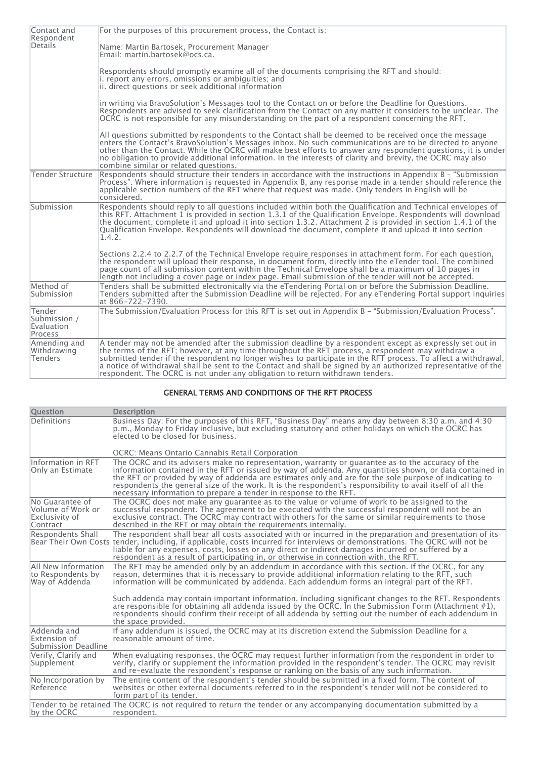| | |
|---|---|
| Contact and Respondent Details | For the purposes of this procurement process, the Contact is:<br><br>Name: Martin Bartosek, Procurement Manager<br>Email: martin.bartosek@ocs.ca.<br><br>Respondents should promptly examine all of the documents comprising the RFT and should:<br>i. report any errors, omissions or ambiguities; and<br>ii. direct questions or seek additional information<br><br>in writing via BravoSolution's Messages tool to the Contact on or before the Deadline for Questions. Respondents are advised to seek clarification from the Contact on any matter it considers to be unclear. The OCRC is not responsible for any misunderstanding on the part of a respondent concerning the RFT.<br><br>All questions submitted by respondents to the Contact shall be deemed to be received once the message enters the Contact's BravoSolution's Messages inbox. No such communications are to be directed to anyone other than the Contact. While the OCRC will make best efforts to answer any respondent questions, it is under no obligation to provide additional information. In the interests of clarity and brevity, the OCRC may also combine similar or related questions. |
| Tender Structure | Respondents should structure their tenders in accordance with the instructions in Appendix B – "Submission Process". Where information is requested in Appendix B, any response made in a tender should reference the applicable section numbers of the RFT where that request was made. Only tenders in English will be considered. |
| Submission | Respondents should reply to all questions included within both the Qualification and Technical envelopes of this RFT. Attachment 1 is provided in section 1.3.1 of the Qualification Envelope. Respondents will download the document, complete it and upload it into section 1.3.2. Attachment 2 is provided in section 1.4.1 of the Qualification Envelope. Respondents will download the document, complete it and upload it into section 1.4.2.<br><br>Sections 2.2.4 to 2.2.7 of the Technical Envelope require responses in attachment form. For each question, the respondent will upload their response, in document form, directly into the eTender tool. The combined page count of all submission content within the Technical Envelope shall be a maximum of 10 pages in length not including a cover page or index page. Email submission of the tender will not be accepted. |
| Method of Submission | Tenders shall be submitted electronically via the eTendering Portal on or before the Submission Deadline. Tenders submitted after the Submission Deadline will be rejected. For any eTendering Portal support inquiries at 866-722-7390. |
| Tender Submission / Evaluation Process | The Submission/Evaluation Process for this RFT is set out in Appendix B – "Submission/Evaluation Process". |
| Amending and Withdrawing Tenders | A tender may not be amended after the submission deadline by a respondent except as expressly set out in the terms of the RFT; however, at any time throughout the RFT process, a respondent may withdraw a submitted tender if the respondent no longer wishes to participate in the RFT process. To affect a withdrawal, a notice of withdrawal shall be sent to the Contact and shall be signed by an authorized representative of the respondent. The OCRC is not under any obligation to return withdrawn tenders. |

## GENERAL TERMS AND CONDITIONS OF THE RFT PROCESS

| Question | Description |
|---|---|
| Definitions | Business Day: For the purposes of this RFT, "Business Day" means any day between 8:30 a.m. and 4:30 p.m., Monday to Friday inclusive, but excluding statutory and other holidays on which the OCRC has elected to be closed for business.<br><br>OCRC: Means Ontario Cannabis Retail Corporation |
| Information in RFT Only an Estimate | The OCRC and its advisers make no representation, warranty or guarantee as to the accuracy of the information contained in the RFT or issued by way of addenda. Any quantities shown, or data contained in the RFT or provided by way of addenda are estimates only and are for the sole purpose of indicating to respondents the general size of the work. It is the respondent's responsibility to avail itself of all the necessary information to prepare a tender in response to the RFT. |
| No Guarantee of Volume of Work or Exclusivity of Contract | The OCRC does not make any guarantee as to the value or volume of work to be assigned to the successful respondent. The agreement to be executed with the successful respondent will not be an exclusive contract. The OCRC may contract with others for the same or similar requirements to those described in the RFT or may obtain the requirements internally. |
| Respondents Shall Bear Their Own Costs | The respondent shall bear all costs associated with or incurred in the preparation and presentation of its tender, including, if applicable, costs incurred for interviews or demonstrations. The OCRC will not be liable for any expenses, costs, losses or any direct or indirect damages incurred or suffered by a respondent as a result of participating in, or otherwise in connection with, the RFT. |
| All New Information to Respondents by Way of Addenda | The RFT may be amended only by an addendum in accordance with this section. If the OCRC, for any reason, determines that it is necessary to provide additional information relating to the RFT, such information will be communicated by addenda. Each addendum forms an integral part of the RFT.<br><br>Such addenda may contain important information, including significant changes to the RFT. Respondents are responsible for obtaining all addenda issued by the OCRC. In the Submission Form (Attachment #1), respondents should confirm their receipt of all addenda by setting out the number of each addendum in the space provided. |
| Addenda and Extension of Submission Deadline | If any addendum is issued, the OCRC may at its discretion extend the Submission Deadline for a reasonable amount of time. |
| Verify, Clarify and Supplement | When evaluating responses, the OCRC may request further information from the respondent in order to verify, clarify or supplement the information provided in the respondent's tender. The OCRC may revisit and re-evaluate the respondent's response or ranking on the basis of any such information. |
| No Incorporation by Reference | The entire content of the respondent's tender should be submitted in a fixed form. The content of websites or other external documents referred to in the respondent's tender will not be considered to form part of its tender. |
| Tender to be retained by the OCRC | The OCRC is not required to return the tender or any accompanying documentation submitted by a respondent. |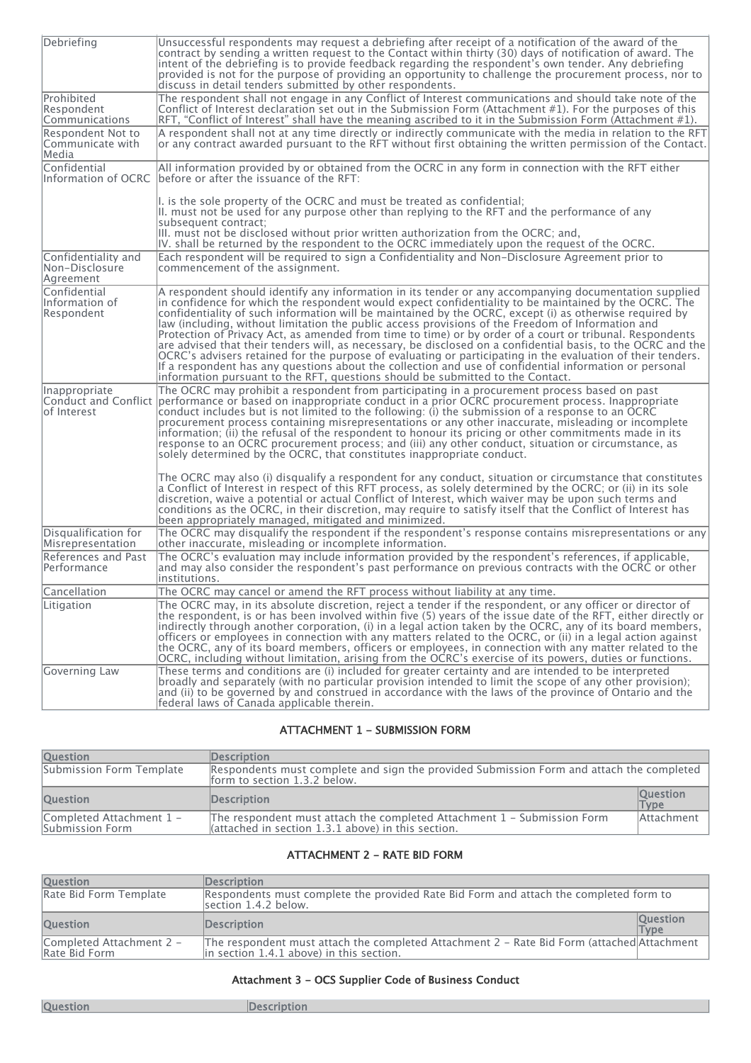| | |
|---|---|
| Debriefing | Unsuccessful respondents may request a debriefing after receipt of a notification of the award of the contract by sending a written request to the Contact within thirty (30) days of notification of award. The intent of the debriefing is to provide feedback regarding the respondent's own tender. Any debriefing provided is not for the purpose of providing an opportunity to challenge the procurement process, nor to discuss in detail tenders submitted by other respondents. |
| Prohibited Respondent Communications | The respondent shall not engage in any Conflict of Interest communications and should take note of the Conflict of Interest declaration set out in the Submission Form (Attachment #1). For the purposes of this RFT, "Conflict of Interest" shall have the meaning ascribed to it in the Submission Form (Attachment #1). |
| Respondent Not to Communicate with Media | A respondent shall not at any time directly or indirectly communicate with the media in relation to the RFT or any contract awarded pursuant to the RFT without first obtaining the written permission of the Contact. |
| Confidential Information of OCRC | All information provided by or obtained from the OCRC in any form in connection with the RFT either before or after the issuance of the RFT:<br><br>I. is the sole property of the OCRC and must be treated as confidential;<br>II. must not be used for any purpose other than replying to the RFT and the performance of any subsequent contract;<br>III. must not be disclosed without prior written authorization from the OCRC; and,<br>IV. shall be returned by the respondent to the OCRC immediately upon the request of the OCRC. |
| Confidentiality and Non-Disclosure Agreement | Each respondent will be required to sign a Confidentiality and Non-Disclosure Agreement prior to commencement of the assignment. |
| Confidential Information of Respondent | A respondent should identify any information in its tender or any accompanying documentation supplied in confidence for which the respondent would expect confidentiality to be maintained by the OCRC. The confidentiality of such information will be maintained by the OCRC, except (i) as otherwise required by law (including, without limitation the public access provisions of the Freedom of Information and Protection of Privacy Act, as amended from time to time) or by order of a court or tribunal. Respondents are advised that their tenders will, as necessary, be disclosed on a confidential basis, to the OCRC and the OCRC's advisers retained for the purpose of evaluating or participating in the evaluation of their tenders. If a respondent has any questions about the collection and use of confidential information or personal information pursuant to the RFT, questions should be submitted to the Contact. |
| Inappropriate Conduct and Conflict of Interest | The OCRC may prohibit a respondent from participating in a procurement process based on past performance or based on inappropriate conduct in a prior OCRC procurement process. Inappropriate conduct includes but is not limited to the following: (i) the submission of a response to an OCRC procurement process containing misrepresentations or any other inaccurate, misleading or incomplete information; (ii) the refusal of the respondent to honour its pricing or other commitments made in its response to an OCRC procurement process; and (iii) any other conduct, situation or circumstance, as solely determined by the OCRC, that constitutes inappropriate conduct.<br><br>The OCRC may also (i) disqualify a respondent for any conduct, situation or circumstance that constitutes a Conflict of Interest in respect of this RFT process, as solely determined by the OCRC; or (ii) in its sole discretion, waive a potential or actual Conflict of Interest, which waiver may be upon such terms and conditions as the OCRC, in their discretion, may require to satisfy itself that the Conflict of Interest has been appropriately managed, mitigated and minimized. |
| Disqualification for Misrepresentation | The OCRC may disqualify the respondent if the respondent's response contains misrepresentations or any other inaccurate, misleading or incomplete information. |
| References and Past Performance | The OCRC's evaluation may include information provided by the respondent's references, if applicable, and may also consider the respondent's past performance on previous contracts with the OCRC or other institutions. |
| Cancellation | The OCRC may cancel or amend the RFT process without liability at any time. |
| Litigation | The OCRC may, in its absolute discretion, reject a tender if the respondent, or any officer or director of the respondent, is or has been involved within five (5) years of the issue date of the RFT, either directly or indirectly through another corporation, (i) in a legal action taken by the OCRC, any of its board members, officers or employees in connection with any matters related to the OCRC, or (ii) in a legal action against the OCRC, any of its board members, officers or employees, in connection with any matter related to the OCRC, including without limitation, arising from the OCRC's exercise of its powers, duties or functions. |
| Governing Law | These terms and conditions are (i) included for greater certainty and are intended to be interpreted broadly and separately (with no particular provision intended to limit the scope of any other provision); and (ii) to be governed by and construed in accordance with the laws of the province of Ontario and the federal laws of Canada applicable therein. |

### ATTACHMENT 1 - SUBMISSION FORM

| Question | Description | |
|---|---|---|
| Submission Form Template | Respondents must complete and sign the provided Submission Form and attach the completed form to section 1.3.2 below. | |
| **Question** | **Description** | **Question Type** |
| Completed Attachment 1 - Submission Form | The respondent must attach the completed Attachment 1 - Submission Form (attached in section 1.3.1 above) in this section. | Attachment |

### ATTACHMENT 2 - RATE BID FORM

| Question | Description | |
|---|---|---|
| Rate Bid Form Template | Respondents must complete the provided Rate Bid Form and attach the completed form to section 1.4.2 below. | |
| **Question** | **Description** | **Question Type** |
| Completed Attachment 2 - Rate Bid Form | The respondent must attach the completed Attachment 2 - Rate Bid Form (attached in section 1.4.1 above) in this section. | Attachment |

### Attachment 3 - OCS Supplier Code of Business Conduct

| Question | Description |
|---|---|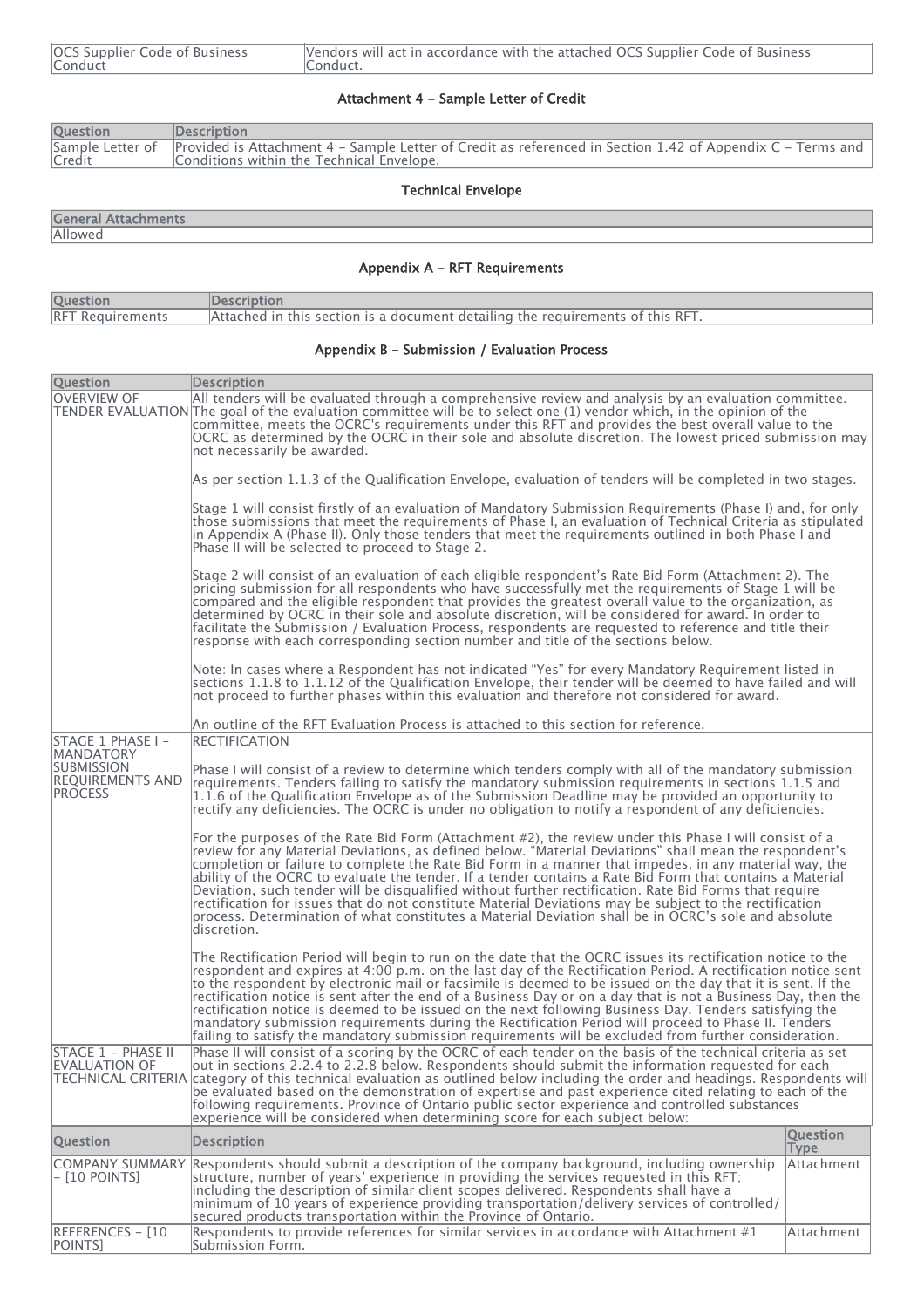| OCS Supplier Code of Business Conduct | Vendors will act in accordance with the attached OCS Supplier Code of Business Conduct. |
| --- | --- |

### Attachment 4 - Sample Letter of Credit

| Question | Description |
| --- | --- |
| Sample Letter of Credit | Provided is Attachment 4 – Sample Letter of Credit as referenced in Section 1.42 of Appendix C – Terms and Conditions within the Technical Envelope. |

### Technical Envelope

| General Attachments |
| --- |
| Allowed |

### Appendix A - RFT Requirements

| Question | Description |
| --- | --- |
| RFT Requirements | Attached in this section is a document detailing the requirements of this RFT. |

### Appendix B - Submission / Evaluation Process

| Question | Description |
| --- | --- |
| OVERVIEW OF TENDER EVALUATION | All tenders will be evaluated through a comprehensive review and analysis by an evaluation committee. The goal of the evaluation committee will be to select one (1) vendor which, in the opinion of the committee, meets the OCRC's requirements under this RFT and provides the best overall value to the OCRC as determined by the OCRC in their sole and absolute discretion. The lowest priced submission may not necessarily be awarded.<br><br>As per section 1.1.3 of the Qualification Envelope, evaluation of tenders will be completed in two stages.<br><br>Stage 1 will consist firstly of an evaluation of Mandatory Submission Requirements (Phase I) and, for only those submissions that meet the requirements of Phase I, an evaluation of Technical Criteria as stipulated in Appendix A (Phase II). Only those tenders that meet the requirements outlined in both Phase I and Phase II will be selected to proceed to Stage 2.<br><br>Stage 2 will consist of an evaluation of each eligible respondent's Rate Bid Form (Attachment 2). The pricing submission for all respondents who have successfully met the requirements of Stage 1 will be compared and the eligible respondent that provides the greatest overall value to the organization, as determined by OCRC in their sole and absolute discretion, will be considered for award. In order to facilitate the Submission / Evaluation Process, respondents are requested to reference and title their response with each corresponding section number and title of the sections below.<br><br>Note: In cases where a Respondent has not indicated "Yes" for every Mandatory Requirement listed in sections 1.1.8 to 1.1.12 of the Qualification Envelope, their tender will be deemed to have failed and will not proceed to further phases within this evaluation and therefore not considered for award.<br><br>An outline of the RFT Evaluation Process is attached to this section for reference. |
| STAGE 1 PHASE I – MANDATORY SUBMISSION REQUIREMENTS AND PROCESS | RECTIFICATION<br><br>Phase I will consist of a review to determine which tenders comply with all of the mandatory submission requirements. Tenders failing to satisfy the mandatory submission requirements in sections 1.1.5 and 1.1.6 of the Qualification Envelope as of the Submission Deadline may be provided an opportunity to rectify any deficiencies. The OCRC is under no obligation to notify a respondent of any deficiencies.<br><br>For the purposes of the Rate Bid Form (Attachment #2), the review under this Phase I will consist of a review for any Material Deviations, as defined below. "Material Deviations" shall mean the respondent's completion or failure to complete the Rate Bid Form in a manner that impedes, in any material way, the ability of the OCRC to evaluate the tender. If a tender contains a Rate Bid Form that contains a Material Deviation, such tender will be disqualified without further rectification. Rate Bid Forms that require rectification for issues that do not constitute Material Deviations may be subject to the rectification process. Determination of what constitutes a Material Deviation shall be in OCRC's sole and absolute discretion.<br><br>The Rectification Period will begin to run on the date that the OCRC issues its rectification notice to the respondent and expires at 4:00 p.m. on the last day of the Rectification Period. A rectification notice sent to the respondent by electronic mail or facsimile is deemed to be issued on the day that it is sent. If the rectification notice is sent after the end of a Business Day or on a day that is not a Business Day, then the rectification notice is deemed to be issued on the next following Business Day. Tenders satisfying the mandatory submission requirements during the Rectification Period will proceed to Phase II. Tenders failing to satisfy the mandatory submission requirements will be excluded from further consideration. |
| STAGE 1 – PHASE II – EVALUATION OF TECHNICAL CRITERIA | Phase II will consist of a scoring by the OCRC of each tender on the basis of the technical criteria as set out in sections 2.2.4 to 2.2.8 below. Respondents should submit the information requested for each category of this technical evaluation as outlined below including the order and headings. Respondents will be evaluated based on the demonstration of expertise and past experience cited relating to each of the following requirements. Province of Ontario public sector experience and controlled substances experience will be considered when determining score for each subject below: |

| Question | Description | Question Type |
| --- | --- | --- |
| COMPANY SUMMARY – [10 POINTS] | Respondents should submit a description of the company background, including ownership structure, number of years' experience in providing the services requested in this RFT; including the description of similar client scopes delivered. Respondents shall have a minimum of 10 years of experience providing transportation/delivery services of controlled/secured products transportation within the Province of Ontario. | Attachment |
| REFERENCES – [10 POINTS] | Respondents to provide references for similar services in accordance with Attachment #1 Submission Form. | Attachment |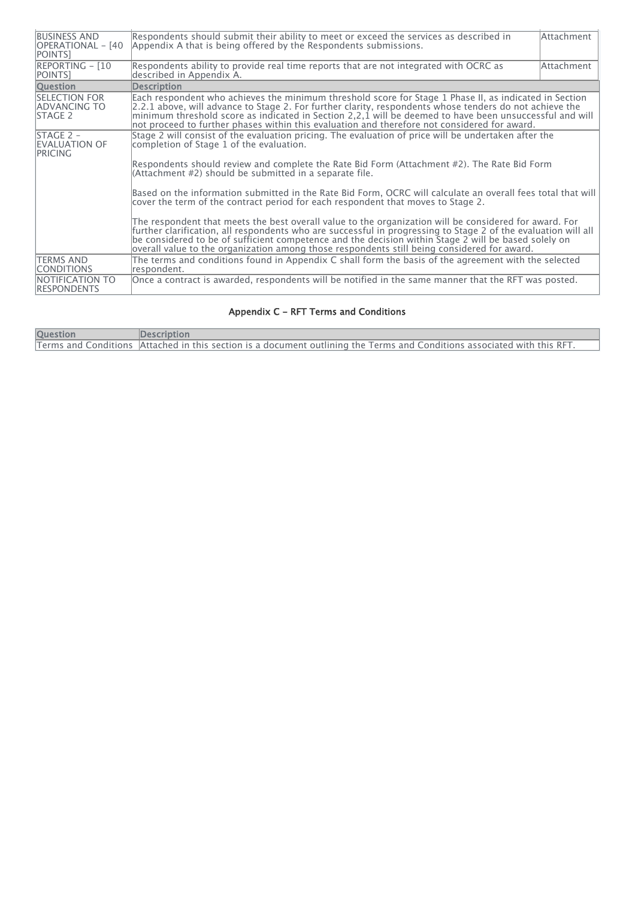| | | |
|---|---|---|
| BUSINESS AND OPERATIONAL - [40 POINTS] | Respondents should submit their ability to meet or exceed the services as described in Appendix A that is being offered by the Respondents submissions. | Attachment |
| REPORTING - [10 POINTS] | Respondents ability to provide real time reports that are not integrated with OCRC as described in Appendix A. | Attachment |

| Question | Description |
|---|---|
| SELECTION FOR ADVANCING TO STAGE 2 | Each respondent who achieves the minimum threshold score for Stage 1 Phase II, as indicated in Section 2.2.1 above, will advance to Stage 2. For further clarity, respondents whose tenders do not achieve the minimum threshold score as indicated in Section 2,2,1 will be deemed to have been unsuccessful and will not proceed to further phases within this evaluation and therefore not considered for award. |
| STAGE 2 - EVALUATION OF PRICING | Stage 2 will consist of the evaluation pricing. The evaluation of price will be undertaken after the completion of Stage 1 of the evaluation.<br><br>Respondents should review and complete the Rate Bid Form (Attachment #2). The Rate Bid Form (Attachment #2) should be submitted in a separate file.<br><br>Based on the information submitted in the Rate Bid Form, OCRC will calculate an overall fees total that will cover the term of the contract period for each respondent that moves to Stage 2.<br><br>The respondent that meets the best overall value to the organization will be considered for award. For further clarification, all respondents who are successful in progressing to Stage 2 of the evaluation will all be considered to be of sufficient competence and the decision within Stage 2 will be based solely on overall value to the organization among those respondents still being considered for award. |
| TERMS AND CONDITIONS | The terms and conditions found in Appendix C shall form the basis of the agreement with the selected respondent. |
| NOTIFICATION TO RESPONDENTS | Once a contract is awarded, respondents will be notified in the same manner that the RFT was posted. |

## Appendix C - RFT Terms and Conditions

| Question | Description |
|---|---|
| Terms and Conditions | Attached in this section is a document outlining the Terms and Conditions associated with this RFT. |